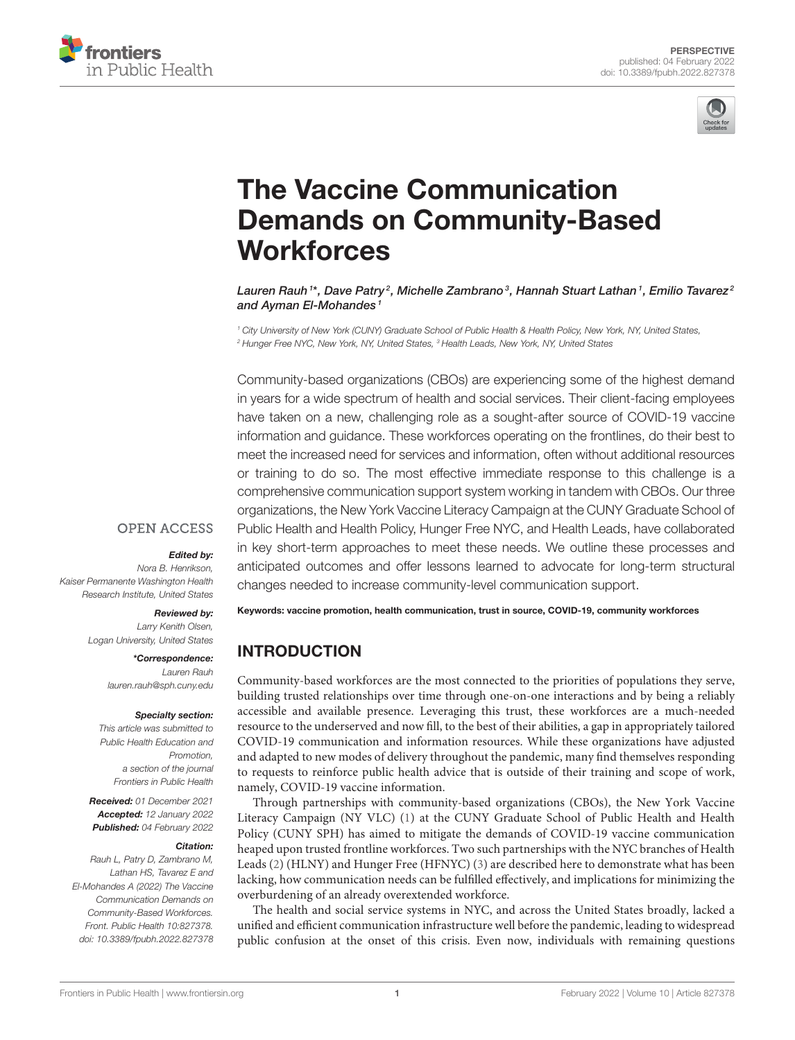PERSPECTIVE
published: 04 February 2022
doi: 10.3389/fpubh.2022.827378

# The Vaccine Communication Demands on Community-Based Workforces

*Lauren Rauh[1]*, Dave Patry[2], Michelle Zambrano[3], Hannah Stuart Lathan[1], Emilio Tavarez[2] and Ayman El-Mohandes[1]*

[1] City University of New York (CUNY) Graduate School of Public Health & Health Policy, New York, NY, United States,
[2] Hunger Free NYC, New York, NY, United States, [3] Health Leads, New York, NY, United States

Community-based organizations (CBOs) are experiencing some of the highest demand in years for a wide spectrum of health and social services. Their client-facing employees have taken on a new, challenging role as a sought-after source of COVID-19 vaccine information and guidance. These workforces operating on the frontlines, do their best to meet the increased need for services and information, often without additional resources or training to do so. The most effective immediate response to this challenge is a comprehensive communication support system working in tandem with CBOs. Our three organizations, the New York Vaccine Literacy Campaign at the CUNY Graduate School of Public Health and Health Policy, Hunger Free NYC, and Health Leads, have collaborated in key short-term approaches to meet these needs. We outline these processes and anticipated outcomes and offer lessons learned to advocate for long-term structural changes needed to increase community-level communication support.

**Keywords: vaccine promotion, health communication, trust in source, COVID-19, community workforces**

OPEN ACCESS

***Edited by:***
*Nora B. Henrikson,*
*Kaiser Permanente Washington Health Research Institute, United States*

***Reviewed by:***
*Larry Kenith Olsen,*
*Logan University, United States*

***\*Correspondence:***
*Lauren Rauh*
*lauren.rauh@sph.cuny.edu*

***Specialty section:***
*This article was submitted to Public Health Education and Promotion, a section of the journal Frontiers in Public Health*

***Received:*** *01 December 2021*
***Accepted:*** *12 January 2022*
***Published:*** *04 February 2022*

***Citation:***
*Rauh L, Patry D, Zambrano M, Lathan HS, Tavarez E and El-Mohandes A (2022) The Vaccine Communication Demands on Community-Based Workforces. Front. Public Health 10:827378. doi: 10.3389/fpubh.2022.827378*

## INTRODUCTION

Community-based workforces are the most connected to the priorities of populations they serve, building trusted relationships over time through one-on-one interactions and by being a reliably accessible and available presence. Leveraging this trust, these workforces are a much-needed resource to the underserved and now fill, to the best of their abilities, a gap in appropriately tailored COVID-19 communication and information resources. While these organizations have adjusted and adapted to new modes of delivery throughout the pandemic, many find themselves responding to requests to reinforce public health advice that is outside of their training and scope of work, namely, COVID-19 vaccine information.

Through partnerships with community-based organizations (CBOs), the New York Vaccine Literacy Campaign (NY VLC) (1) at the CUNY Graduate School of Public Health and Health Policy (CUNY SPH) has aimed to mitigate the demands of COVID-19 vaccine communication heaped upon trusted frontline workforces. Two such partnerships with the NYC branches of Health Leads (2) (HLNY) and Hunger Free (HFNYC) (3) are described here to demonstrate what has been lacking, how communication needs can be fulfilled effectively, and implications for minimizing the overburdening of an already overextended workforce.

The health and social service systems in NYC, and across the United States broadly, lacked a unified and efficient communication infrastructure well before the pandemic, leading to widespread public confusion at the onset of this crisis. Even now, individuals with remaining questions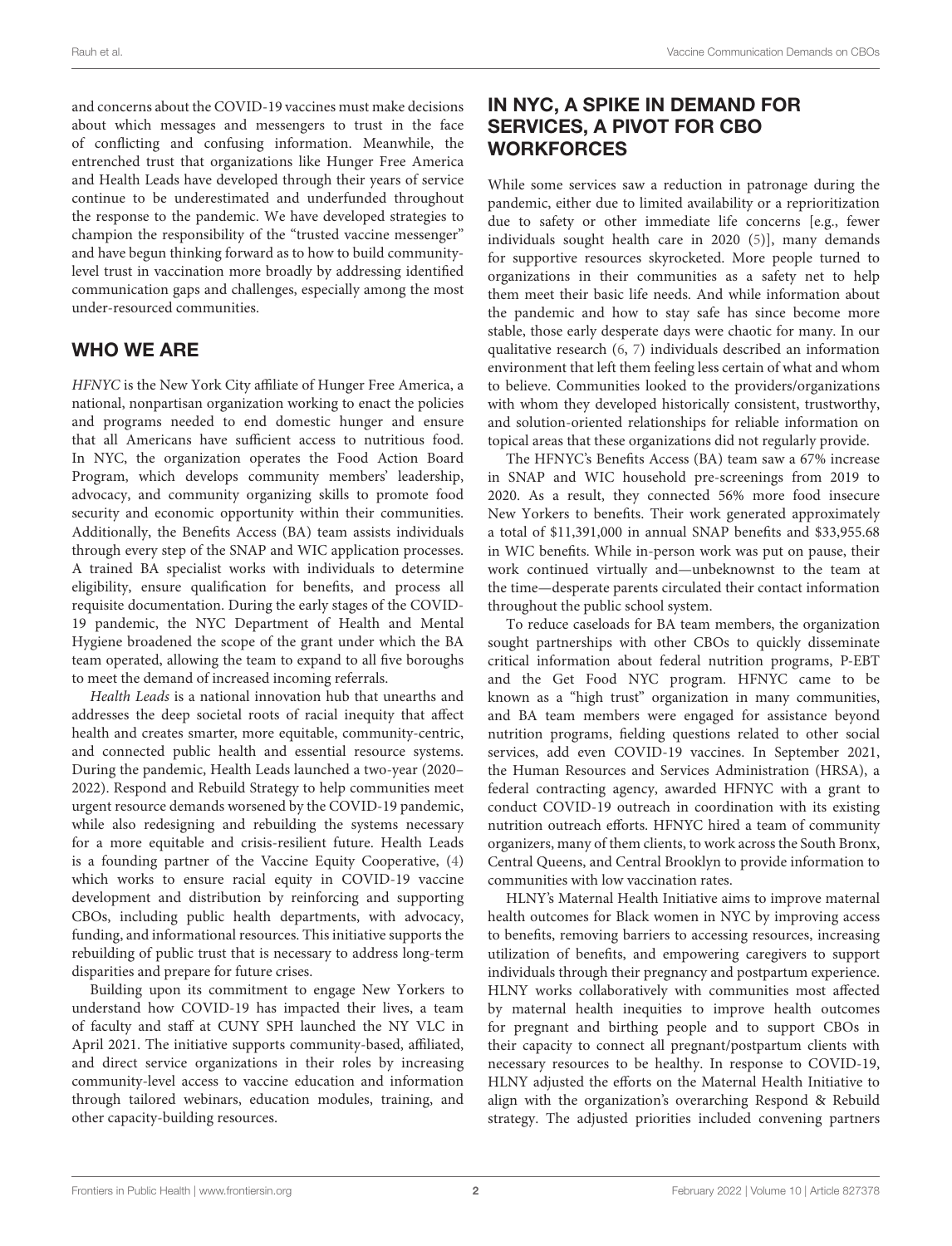and concerns about the COVID-19 vaccines must make decisions about which messages and messengers to trust in the face of conflicting and confusing information. Meanwhile, the entrenched trust that organizations like Hunger Free America and Health Leads have developed through their years of service continue to be underestimated and underfunded throughout the response to the pandemic. We have developed strategies to champion the responsibility of the "trusted vaccine messenger" and have begun thinking forward as to how to build community-level trust in vaccination more broadly by addressing identified communication gaps and challenges, especially among the most under-resourced communities.

## WHO WE ARE

*HFNYC* is the New York City affiliate of Hunger Free America, a national, nonpartisan organization working to enact the policies and programs needed to end domestic hunger and ensure that all Americans have sufficient access to nutritious food. In NYC, the organization operates the Food Action Board Program, which develops community members' leadership, advocacy, and community organizing skills to promote food security and economic opportunity within their communities. Additionally, the Benefits Access (BA) team assists individuals through every step of the SNAP and WIC application processes. A trained BA specialist works with individuals to determine eligibility, ensure qualification for benefits, and process all requisite documentation. During the early stages of the COVID-19 pandemic, the NYC Department of Health and Mental Hygiene broadened the scope of the grant under which the BA team operated, allowing the team to expand to all five boroughs to meet the demand of increased incoming referrals.

*Health Leads* is a national innovation hub that unearths and addresses the deep societal roots of racial inequity that affect health and creates smarter, more equitable, community-centric, and connected public health and essential resource systems. During the pandemic, Health Leads launched a two-year (2020–2022). Respond and Rebuild Strategy to help communities meet urgent resource demands worsened by the COVID-19 pandemic, while also redesigning and rebuilding the systems necessary for a more equitable and crisis-resilient future. Health Leads is a founding partner of the Vaccine Equity Cooperative, (4) which works to ensure racial equity in COVID-19 vaccine development and distribution by reinforcing and supporting CBOs, including public health departments, with advocacy, funding, and informational resources. This initiative supports the rebuilding of public trust that is necessary to address long-term disparities and prepare for future crises.

Building upon its commitment to engage New Yorkers to understand how COVID-19 has impacted their lives, a team of faculty and staff at CUNY SPH launched the NY VLC in April 2021. The initiative supports community-based, affiliated, and direct service organizations in their roles by increasing community-level access to vaccine education and information through tailored webinars, education modules, training, and other capacity-building resources.

## IN NYC, A SPIKE IN DEMAND FOR SERVICES, A PIVOT FOR CBO WORKFORCES

While some services saw a reduction in patronage during the pandemic, either due to limited availability or a reprioritization due to safety or other immediate life concerns [e.g., fewer individuals sought health care in 2020 (5)], many demands for supportive resources skyrocketed. More people turned to organizations in their communities as a safety net to help them meet their basic life needs. And while information about the pandemic and how to stay safe has since become more stable, those early desperate days were chaotic for many. In our qualitative research (6, 7) individuals described an information environment that left them feeling less certain of what and whom to believe. Communities looked to the providers/organizations with whom they developed historically consistent, trustworthy, and solution-oriented relationships for reliable information on topical areas that these organizations did not regularly provide.

The HFNYC's Benefits Access (BA) team saw a 67% increase in SNAP and WIC household pre-screenings from 2019 to 2020. As a result, they connected 56% more food insecure New Yorkers to benefits. Their work generated approximately a total of $11,391,000 in annual SNAP benefits and $33,955.68 in WIC benefits. While in-person work was put on pause, their work continued virtually and—unbeknownst to the team at the time—desperate parents circulated their contact information throughout the public school system.

To reduce caseloads for BA team members, the organization sought partnerships with other CBOs to quickly disseminate critical information about federal nutrition programs, P-EBT and the Get Food NYC program. HFNYC came to be known as a "high trust" organization in many communities, and BA team members were engaged for assistance beyond nutrition programs, fielding questions related to other social services, add even COVID-19 vaccines. In September 2021, the Human Resources and Services Administration (HRSA), a federal contracting agency, awarded HFNYC with a grant to conduct COVID-19 outreach in coordination with its existing nutrition outreach efforts. HFNYC hired a team of community organizers, many of them clients, to work across the South Bronx, Central Queens, and Central Brooklyn to provide information to communities with low vaccination rates.

HLNY's Maternal Health Initiative aims to improve maternal health outcomes for Black women in NYC by improving access to benefits, removing barriers to accessing resources, increasing utilization of benefits, and empowering caregivers to support individuals through their pregnancy and postpartum experience. HLNY works collaboratively with communities most affected by maternal health inequities to improve health outcomes for pregnant and birthing people and to support CBOs in their capacity to connect all pregnant/postpartum clients with necessary resources to be healthy. In response to COVID-19, HLNY adjusted the efforts on the Maternal Health Initiative to align with the organization's overarching Respond & Rebuild strategy. The adjusted priorities included convening partners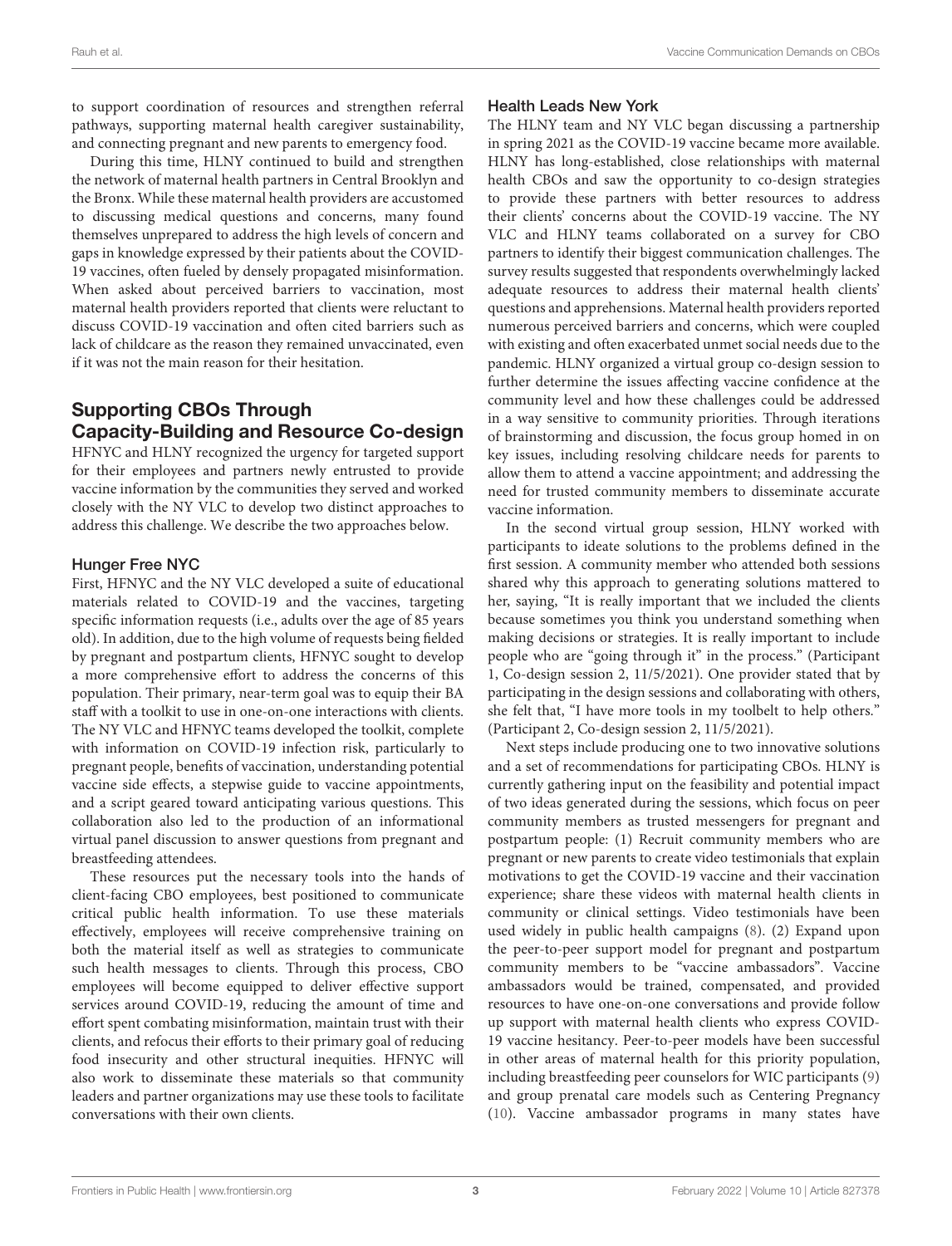to support coordination of resources and strengthen referral pathways, supporting maternal health caregiver sustainability, and connecting pregnant and new parents to emergency food.

During this time, HLNY continued to build and strengthen the network of maternal health partners in Central Brooklyn and the Bronx. While these maternal health providers are accustomed to discussing medical questions and concerns, many found themselves unprepared to address the high levels of concern and gaps in knowledge expressed by their patients about the COVID-19 vaccines, often fueled by densely propagated misinformation. When asked about perceived barriers to vaccination, most maternal health providers reported that clients were reluctant to discuss COVID-19 vaccination and often cited barriers such as lack of childcare as the reason they remained unvaccinated, even if it was not the main reason for their hesitation.

## Supporting CBOs Through Capacity-Building and Resource Co-design

HFNYC and HLNY recognized the urgency for targeted support for their employees and partners newly entrusted to provide vaccine information by the communities they served and worked closely with the NY VLC to develop two distinct approaches to address this challenge. We describe the two approaches below.

### Hunger Free NYC

First, HFNYC and the NY VLC developed a suite of educational materials related to COVID-19 and the vaccines, targeting specific information requests (i.e., adults over the age of 85 years old). In addition, due to the high volume of requests being fielded by pregnant and postpartum clients, HFNYC sought to develop a more comprehensive effort to address the concerns of this population. Their primary, near-term goal was to equip their BA staff with a toolkit to use in one-on-one interactions with clients. The NY VLC and HFNYC teams developed the toolkit, complete with information on COVID-19 infection risk, particularly to pregnant people, benefits of vaccination, understanding potential vaccine side effects, a stepwise guide to vaccine appointments, and a script geared toward anticipating various questions. This collaboration also led to the production of an informational virtual panel discussion to answer questions from pregnant and breastfeeding attendees.

These resources put the necessary tools into the hands of client-facing CBO employees, best positioned to communicate critical public health information. To use these materials effectively, employees will receive comprehensive training on both the material itself as well as strategies to communicate such health messages to clients. Through this process, CBO employees will become equipped to deliver effective support services around COVID-19, reducing the amount of time and effort spent combating misinformation, maintain trust with their clients, and refocus their efforts to their primary goal of reducing food insecurity and other structural inequities. HFNYC will also work to disseminate these materials so that community leaders and partner organizations may use these tools to facilitate conversations with their own clients.

### Health Leads New York

The HLNY team and NY VLC began discussing a partnership in spring 2021 as the COVID-19 vaccine became more available. HLNY has long-established, close relationships with maternal health CBOs and saw the opportunity to co-design strategies to provide these partners with better resources to address their clients' concerns about the COVID-19 vaccine. The NY VLC and HLNY teams collaborated on a survey for CBO partners to identify their biggest communication challenges. The survey results suggested that respondents overwhelmingly lacked adequate resources to address their maternal health clients' questions and apprehensions. Maternal health providers reported numerous perceived barriers and concerns, which were coupled with existing and often exacerbated unmet social needs due to the pandemic. HLNY organized a virtual group co-design session to further determine the issues affecting vaccine confidence at the community level and how these challenges could be addressed in a way sensitive to community priorities. Through iterations of brainstorming and discussion, the focus group homed in on key issues, including resolving childcare needs for parents to allow them to attend a vaccine appointment; and addressing the need for trusted community members to disseminate accurate vaccine information.

In the second virtual group session, HLNY worked with participants to ideate solutions to the problems defined in the first session. A community member who attended both sessions shared why this approach to generating solutions mattered to her, saying, "It is really important that we included the clients because sometimes you think you understand something when making decisions or strategies. It is really important to include people who are "going through it" in the process." (Participant 1, Co-design session 2, 11/5/2021). One provider stated that by participating in the design sessions and collaborating with others, she felt that, "I have more tools in my toolbelt to help others." (Participant 2, Co-design session 2, 11/5/2021).

Next steps include producing one to two innovative solutions and a set of recommendations for participating CBOs. HLNY is currently gathering input on the feasibility and potential impact of two ideas generated during the sessions, which focus on peer community members as trusted messengers for pregnant and postpartum people: (1) Recruit community members who are pregnant or new parents to create video testimonials that explain motivations to get the COVID-19 vaccine and their vaccination experience; share these videos with maternal health clients in community or clinical settings. Video testimonials have been used widely in public health campaigns (8). (2) Expand upon the peer-to-peer support model for pregnant and postpartum community members to be "vaccine ambassadors". Vaccine ambassadors would be trained, compensated, and provided resources to have one-on-one conversations and provide follow up support with maternal health clients who express COVID-19 vaccine hesitancy. Peer-to-peer models have been successful in other areas of maternal health for this priority population, including breastfeeding peer counselors for WIC participants (9) and group prenatal care models such as Centering Pregnancy (10). Vaccine ambassador programs in many states have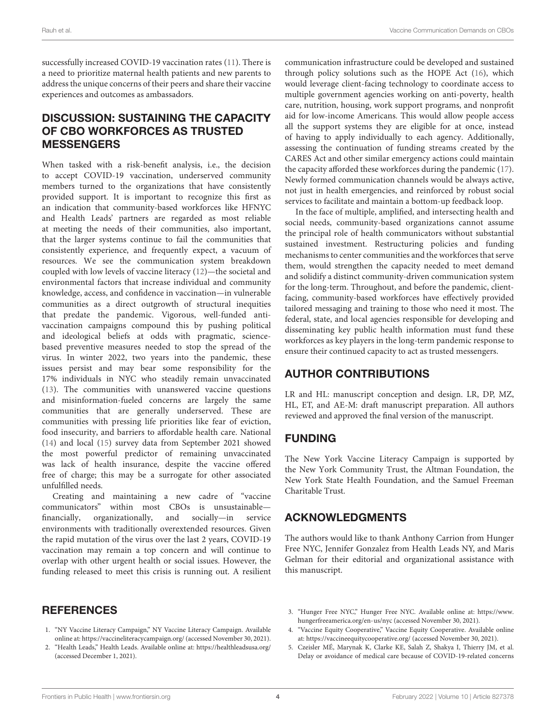successfully increased COVID-19 vaccination rates (11). There is a need to prioritize maternal health patients and new parents to address the unique concerns of their peers and share their vaccine experiences and outcomes as ambassadors.

## DISCUSSION: SUSTAINING THE CAPACITY OF CBO WORKFORCES AS TRUSTED MESSENGERS

When tasked with a risk-benefit analysis, i.e., the decision to accept COVID-19 vaccination, underserved community members turned to the organizations that have consistently provided support. It is important to recognize this first as an indication that community-based workforces like HFNYC and Health Leads' partners are regarded as most reliable at meeting the needs of their communities, also important, that the larger systems continue to fail the communities that consistently experience, and frequently expect, a vacuum of resources. We see the communication system breakdown coupled with low levels of vaccine literacy (12)—the societal and environmental factors that increase individual and community knowledge, access, and confidence in vaccination—in vulnerable communities as a direct outgrowth of structural inequities that predate the pandemic. Vigorous, well-funded anti-vaccination campaigns compound this by pushing political and ideological beliefs at odds with pragmatic, science-based preventive measures needed to stop the spread of the virus. In winter 2022, two years into the pandemic, these issues persist and may bear some responsibility for the 17% individuals in NYC who steadily remain unvaccinated (13). The communities with unanswered vaccine questions and misinformation-fueled concerns are largely the same communities that are generally underserved. These are communities with pressing life priorities like fear of eviction, food insecurity, and barriers to affordable health care. National (14) and local (15) survey data from September 2021 showed the most powerful predictor of remaining unvaccinated was lack of health insurance, despite the vaccine offered free of charge; this may be a surrogate for other associated unfulfilled needs.

Creating and maintaining a new cadre of "vaccine communicators" within most CBOs is unsustainable—financially, organizationally, and socially—in service environments with traditionally overextended resources. Given the rapid mutation of the virus over the last 2 years, COVID-19 vaccination may remain a top concern and will continue to overlap with other urgent health or social issues. However, the funding released to meet this crisis is running out. A resilient communication infrastructure could be developed and sustained through policy solutions such as the HOPE Act (16), which would leverage client-facing technology to coordinate access to multiple government agencies working on anti-poverty, health care, nutrition, housing, work support programs, and nonprofit aid for low-income Americans. This would allow people access all the support systems they are eligible for at once, instead of having to apply individually to each agency. Additionally, assessing the continuation of funding streams created by the CARES Act and other similar emergency actions could maintain the capacity afforded these workforces during the pandemic (17). Newly formed communication channels would be always active, not just in health emergencies, and reinforced by robust social services to facilitate and maintain a bottom-up feedback loop.

In the face of multiple, amplified, and intersecting health and social needs, community-based organizations cannot assume the principal role of health communicators without substantial sustained investment. Restructuring policies and funding mechanisms to center communities and the workforces that serve them, would strengthen the capacity needed to meet demand and solidify a distinct community-driven communication system for the long-term. Throughout, and before the pandemic, client-facing, community-based workforces have effectively provided tailored messaging and training to those who need it most. The federal, state, and local agencies responsible for developing and disseminating key public health information must fund these workforces as key players in the long-term pandemic response to ensure their continued capacity to act as trusted messengers.

## AUTHOR CONTRIBUTIONS

LR and HL: manuscript conception and design. LR, DP, MZ, HL, ET, and AE-M: draft manuscript preparation. All authors reviewed and approved the final version of the manuscript.

## FUNDING

The New York Vaccine Literacy Campaign is supported by the New York Community Trust, the Altman Foundation, the New York State Health Foundation, and the Samuel Freeman Charitable Trust.

## ACKNOWLEDGMENTS

The authors would like to thank Anthony Carrion from Hunger Free NYC, Jennifer Gonzalez from Health Leads NY, and Maris Gelman for their editorial and organizational assistance with this manuscript.

## REFERENCES

1. "NY Vaccine Literacy Campaign," NY Vaccine Literacy Campaign. Available online at: https://vaccineliteracycampaign.org/ (accessed November 30, 2021).
2. "Health Leads," Health Leads. Available online at: https://healthleadsusa.org/ (accessed December 1, 2021).
3. "Hunger Free NYC," Hunger Free NYC. Available online at: https://www.hungerfreeamerica.org/en-us/nyc (accessed November 30, 2021).
4. "Vaccine Equity Cooperative," Vaccine Equity Cooperative. Available online at: https://vaccineequitycooperative.org/ (accessed November 30, 2021).
5. Czeisler MÉ, Marynak K, Clarke KE, Salah Z, Shakya I, Thierry JM, et al. Delay or avoidance of medical care because of COVID-19-related concerns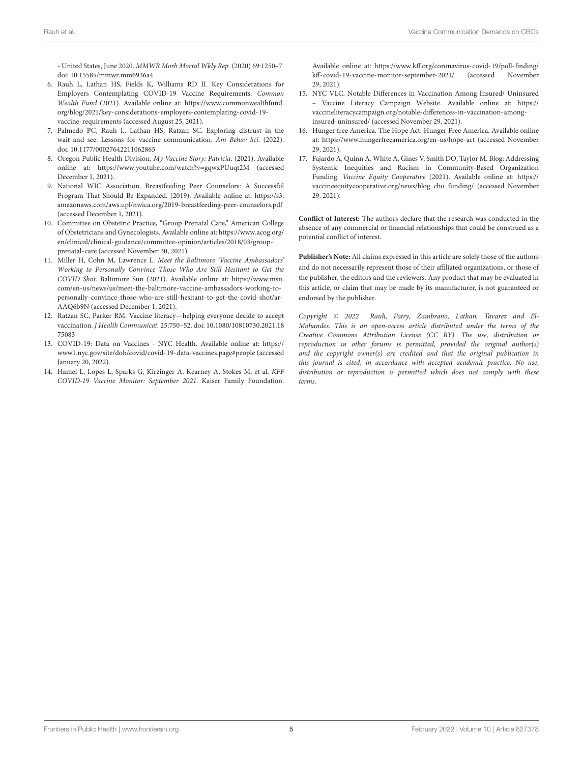- United States, June 2020. *MMWR Morb Mortal Wkly Rep.* (2020) 69:1250–7. doi: 10.15585/mmwr.mm6936a4

6. Rauh L, Lathan HS, Fields K, Williams RD II. Key Considerations for Employers Contemplating COVID-19 Vaccine Requirements. *Common Wealth Fund* (2021). Available online at: https://www.commonwealthfund.org/blog/2021/key-considerations-employers-contemplating-covid-19-vaccine-requirements (accessed August 25, 2021).
7. Palmedo PC, Rauh L, Lathan HS, Ratzan SC. Exploring distrust in the wait and see: Lessons for vaccine communication. *Am Behav Sci.* (2022). doi: 10.1177/00027642211062865
8. Oregon Public Health Division, *My Vaccine Story: Patricia.* (2021). Available online at: https://www.youtube.com/watch?v=gqwxPUuqt2M (accessed December 1, 2021).
9. National WIC Association. Breastfeeding Peer Counselors: A Successful Program That Should Be Expanded. (2019). Available online at: https://s3.amazonaws.com/aws.upl/nwica.org/2019-breastfeeding-peer-counselors.pdf (accessed December 1, 2021).
10. Committee on Obstetric Practice, "Group Prenatal Care," American College of Obstetricians and Gynecologists. Available online at: https://www.acog.org/en/clinical/clinical-guidance/committee-opinion/articles/2018/03/group-prenatal-care (accessed November 30, 2021).
11. Miller H, Cohn M, Lawrence L. *Meet the Baltimore 'Vaccine Ambassadors' Working to Personally Convince Those Who Are Still Hesitant to Get the COVID Shot.* Baltimore Sun (2021). Available online at: https://www.msn.com/en-us/news/us/meet-the-baltimore-vaccine-ambassadors-working-to-personally-convince-those-who-are-still-hesitant-to-get-the-covid-shot/ar-AAQ6b9N (accessed December 1, 2021).
12. Ratzan SC, Parker RM. Vaccine literacy—helping everyone decide to accept vaccination. *J Health Communicat.* 25:750–52. doi: 10.1080/10810730.2021.1875083
13. COVID-19: Data on Vaccines - NYC Health. Available online at: https://www1.nyc.gov/site/doh/covid/covid-19-data-vaccines.page#people (accessed January 20, 2022).
14. Hamel L, Lopes L, Sparks G, Kirzinger A, Kearney A, Stokes M, et al. *KFF COVID-19 Vaccine Monitor: September 2021.* Kaiser Family Foundation. Available online at: https://www.kff.org/coronavirus-covid-19/poll-finding/kff-covid-19-vaccine-monitor-september-2021/ (accessed November 29, 2021).
15. NYC VLC. Notable Differences in Vaccination Among Insured/ Uninsured – Vaccine Literacy Campaign Website. Available online at: https://vaccineliteracycampaign.org/notable-differences-in-vaccination-among-insured-uninsured/ (accessed November 29, 2021).
16. Hunger free America. The Hope Act. Hunger Free America. Available online at: https://www.hungerfreeamerica.org/en-us/hope-act (accessed November 29, 2021).
17. Fajardo A, Quinn A, White A, Gines V, Smith DO, Taylor M. Blog: Addressing Systemic Inequities and Racism in Community-Based Organization Funding. *Vaccine Equity Cooperative* (2021). Available online at: https://vaccineequitycooperative.org/news/blog_cbo_funding/ (accessed November 29, 2021).

**Conflict of Interest:** The authors declare that the research was conducted in the absence of any commercial or financial relationships that could be construed as a potential conflict of interest.

**Publisher's Note:** All claims expressed in this article are solely those of the authors and do not necessarily represent those of their affiliated organizations, or those of the publisher, the editors and the reviewers. Any product that may be evaluated in this article, or claim that may be made by its manufacturer, is not guaranteed or endorsed by the publisher.

*Copyright © 2022 Rauh, Patry, Zambrano, Lathan, Tavarez and El-Mohandes. This is an open-access article distributed under the terms of the Creative Commons Attribution License (CC BY). The use, distribution or reproduction in other forums is permitted, provided the original author(s) and the copyright owner(s) are credited and that the original publication in this journal is cited, in accordance with accepted academic practice. No use, distribution or reproduction is permitted which does not comply with these terms.*